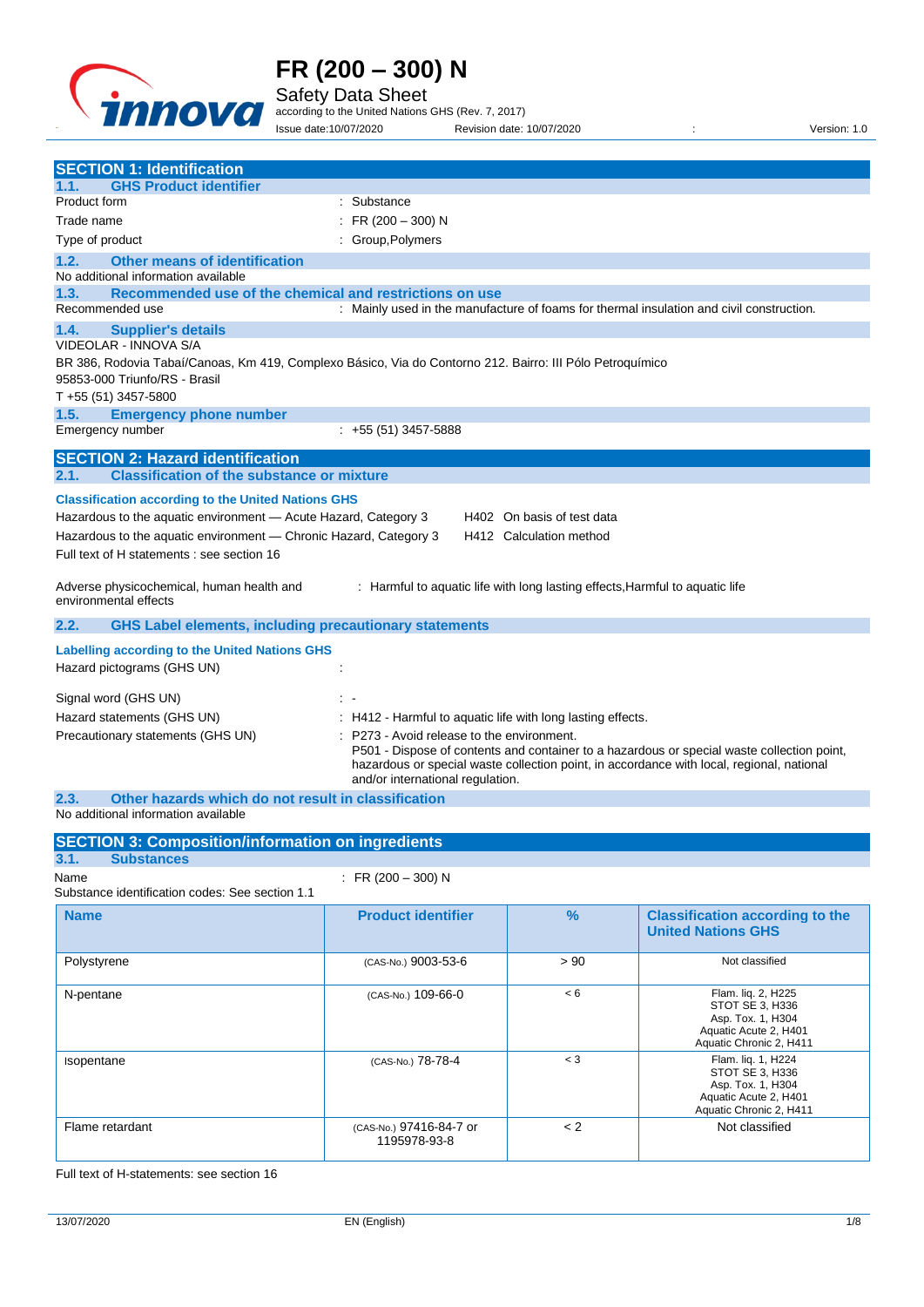# FR (200 – 300) N

Safety Data Sheet

according to the United Nations GHS (Rev. 7, 2017)

Issue date:10/07/2020 Revision date: 10/07/2020 : Version: 1.0

## SECTION 1: Identification

### 1.1. GHS Product identifier

Product form : Substance

Trade name : FR (200 – 300) N

Type of product : Group,Polymers

### 1.2. Other means of identification

No additional information available

### 1.3. Recommended use of the chemical and restrictions on use

Recommended use : Mainly used in the manufacture of foams for thermal insulation and civil construction.

### 1.4. Supplier's details

VIDEOLAR - INNOVA S/A

BR 386, Rodovia Tabaí/Canoas, Km 419, Complexo Básico, Via do Contorno 212. Bairro: III Pólo Petroquímico

95853-000 Triunfo/RS - Brasil

T +55 (51) 3457-5800

### 1.5. Emergency phone number

Emergency number : +55 (51) 3457-5888

## SECTION 2: Hazard identification

### 2.1. Classification of the substance or mixture

**Classification according to the United Nations GHS**

Hazardous to the aquatic environment — Acute Hazard, Category 3 H402 On basis of test data

Hazardous to the aquatic environment — Chronic Hazard, Category 3 H412 Calculation method

Full text of H statements : see section 16

Adverse physicochemical, human health and environmental effects : Harmful to aquatic life with long lasting effects,Harmful to aquatic life

### 2.2. GHS Label elements, including precautionary statements

**Labelling according to the United Nations GHS**

Hazard pictograms (GHS UN) :

Signal word (GHS UN) : -

Hazard statements (GHS UN) : H412 - Harmful to aquatic life with long lasting effects.

Precautionary statements (GHS UN) : P273 - Avoid release to the environment.
P501 - Dispose of contents and container to a hazardous or special waste collection point, hazardous or special waste collection point, in accordance with local, regional, national and/or international regulation.

### 2.3. Other hazards which do not result in classification

No additional information available

## SECTION 3: Composition/information on ingredients

### 3.1. Substances

Name : FR (200 – 300) N

Substance identification codes: See section 1.1

| Name | Product identifier | % | Classification according to the United Nations GHS |
|---|---|---|---|
| Polystyrene | (CAS-No.) 9003-53-6 | > 90 | Not classified |
| N-pentane | (CAS-No.) 109-66-0 | < 6 | Flam. liq. 2, H225<br>STOT SE 3, H336<br>Asp. Tox. 1, H304<br>Aquatic Acute 2, H401<br>Aquatic Chronic 2, H411 |
| Isopentane | (CAS-No.) 78-78-4 | < 3 | Flam. liq. 1, H224<br>STOT SE 3, H336<br>Asp. Tox. 1, H304<br>Aquatic Acute 2, H401<br>Aquatic Chronic 2, H411 |
| Flame retardant | (CAS-No.) 97416-84-7 or 1195978-93-8 | < 2 | Not classified |

Full text of H-statements: see section 16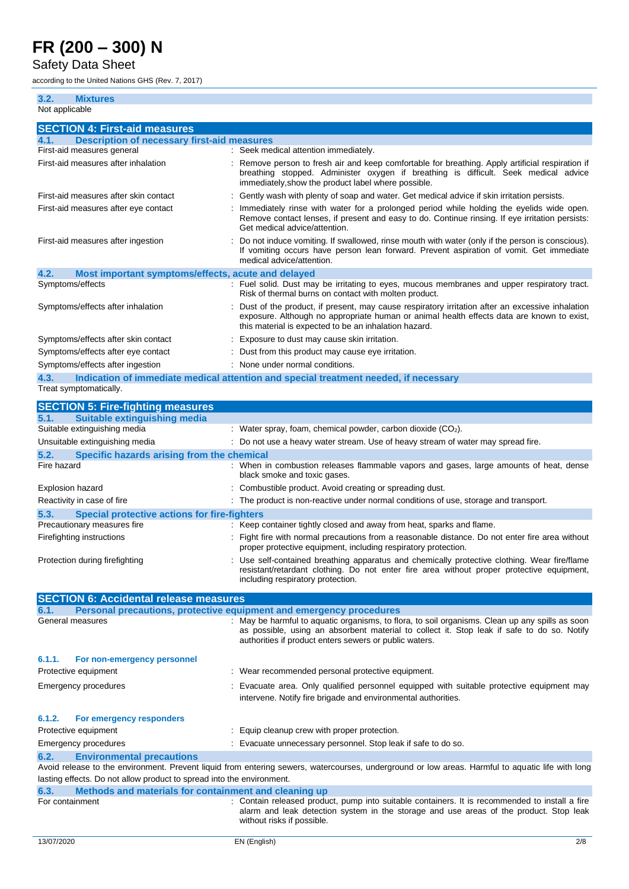### 3.2. Mixtures

Not applicable

## SECTION 4: First-aid measures

### 4.1. Description of necessary first-aid measures

| | |
|---|---|
| First-aid measures general | : Seek medical attention immediately. |
| First-aid measures after inhalation | : Remove person to fresh air and keep comfortable for breathing. Apply artificial respiration if breathing stopped. Administer oxygen if breathing is difficult. Seek medical advice immediately,show the product label where possible. |
| First-aid measures after skin contact | : Gently wash with plenty of soap and water. Get medical advice if skin irritation persists. |
| First-aid measures after eye contact | : Immediately rinse with water for a prolonged period while holding the eyelids wide open. Remove contact lenses, if present and easy to do. Continue rinsing. If eye irritation persists: Get medical advice/attention. |
| First-aid measures after ingestion | : Do not induce vomiting. If swallowed, rinse mouth with water (only if the person is conscious). If vomiting occurs have person lean forward. Prevent aspiration of vomit. Get immediate medical advice/attention. |

### 4.2. Most important symptoms/effects, acute and delayed

| | |
|---|---|
| Symptoms/effects | : Fuel solid. Dust may be irritating to eyes, mucous membranes and upper respiratory tract. Risk of thermal burns on contact with molten product. |
| Symptoms/effects after inhalation | : Dust of the product, if present, may cause respiratory irritation after an excessive inhalation exposure. Although no appropriate human or animal health effects data are known to exist, this material is expected to be an inhalation hazard. |
| Symptoms/effects after skin contact | : Exposure to dust may cause skin irritation. |
| Symptoms/effects after eye contact | : Dust from this product may cause eye irritation. |
| Symptoms/effects after ingestion | : None under normal conditions. |

### 4.3. Indication of immediate medical attention and special treatment needed, if necessary

Treat symptomatically.

## SECTION 5: Fire-fighting measures

### 5.1. Suitable extinguishing media

| | |
|---|---|
| Suitable extinguishing media | : Water spray, foam, chemical powder, carbon dioxide ($CO_2$). |
| Unsuitable extinguishing media | : Do not use a heavy water stream. Use of heavy stream of water may spread fire. |

### 5.2. Specific hazards arising from the chemical

| | |
|---|---|
| Fire hazard | : When in combustion releases flammable vapors and gases, large amounts of heat, dense black smoke and toxic gases. |
| Explosion hazard | : Combustible product. Avoid creating or spreading dust. |
| Reactivity in case of fire | : The product is non-reactive under normal conditions of use, storage and transport. |

### 5.3. Special protective actions for fire-fighters

| | |
|---|---|
| Precautionary measures fire | : Keep container tightly closed and away from heat, sparks and flame. |
| Firefighting instructions | : Fight fire with normal precautions from a reasonable distance. Do not enter fire area without proper protective equipment, including respiratory protection. |
| Protection during firefighting | : Use self-contained breathing apparatus and chemically protective clothing. Wear fire/flame resistant/retardant clothing. Do not enter fire area without proper protective equipment, including respiratory protection. |

## SECTION 6: Accidental release measures

### 6.1. Personal precautions, protective equipment and emergency procedures

| | |
|---|---|
| General measures | : May be harmful to aquatic organisms, to flora, to soil organisms. Clean up any spills as soon as possible, using an absorbent material to collect it. Stop leak if safe to do so. Notify authorities if product enters sewers or public waters. |

#### 6.1.1. For non-emergency personnel

| | |
|---|---|
| Protective equipment | : Wear recommended personal protective equipment. |
| Emergency procedures | : Evacuate area. Only qualified personnel equipped with suitable protective equipment may intervene. Notify fire brigade and environmental authorities. |

#### 6.1.2. For emergency responders

| | |
|---|---|
| Protective equipment | : Equip cleanup crew with proper protection. |
| Emergency procedures | : Evacuate unnecessary personnel. Stop leak if safe to do so. |

### 6.2. Environmental precautions

Avoid release to the environment. Prevent liquid from entering sewers, watercourses, underground or low areas. Harmful to aquatic life with long lasting effects. Do not allow product to spread into the environment.

### 6.3. Methods and materials for containment and cleaning up

| | |
|---|---|
| For containment | : Contain released product, pump into suitable containers. It is recommended to install a fire alarm and leak detection system in the storage and use areas of the product. Stop leak without risks if possible. |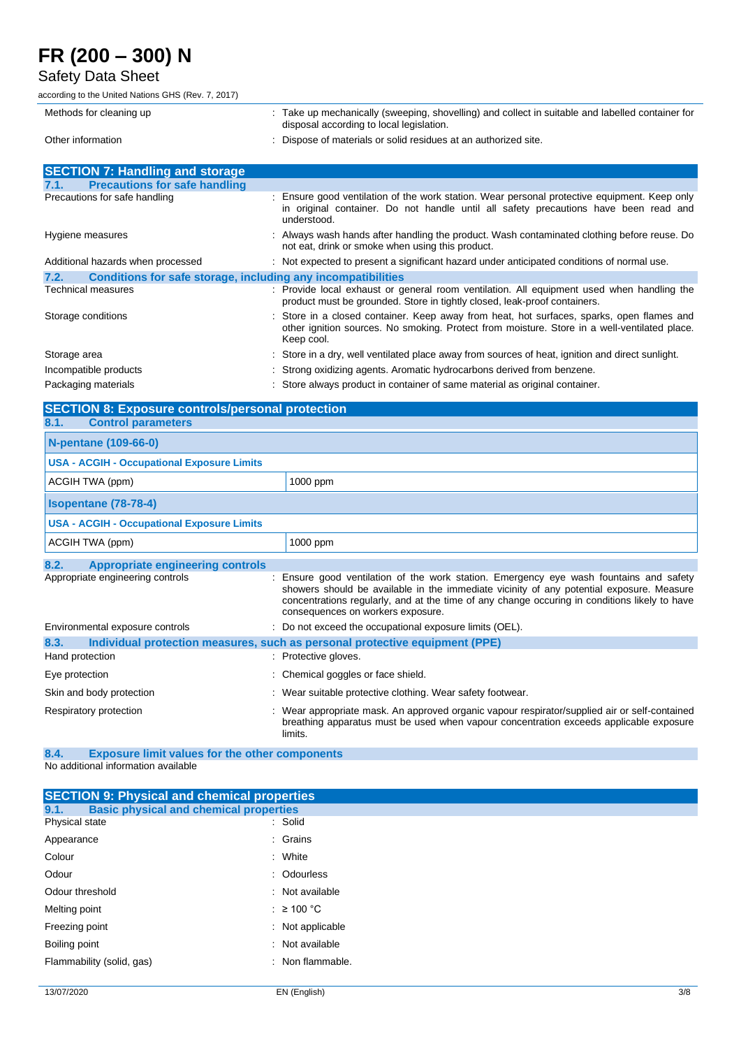| | |
|---|---|
| Methods for cleaning up | : Take up mechanically (sweeping, shovelling) and collect in suitable and labelled container for disposal according to local legislation. |
| Other information | : Dispose of materials or solid residues at an authorized site. |

## SECTION 7: Handling and storage

### 7.1. Precautions for safe handling

| | |
|---|---|
| Precautions for safe handling | : Ensure good ventilation of the work station. Wear personal protective equipment. Keep only in original container. Do not handle until all safety precautions have been read and understood. |
| Hygiene measures | : Always wash hands after handling the product. Wash contaminated clothing before reuse. Do not eat, drink or smoke when using this product. |
| Additional hazards when processed | : Not expected to present a significant hazard under anticipated conditions of normal use. |

### 7.2. Conditions for safe storage, including any incompatibilities

| | |
|---|---|
| Technical measures | : Provide local exhaust or general room ventilation. All equipment used when handling the product must be grounded. Store in tightly closed, leak-proof containers. |
| Storage conditions | : Store in a closed container. Keep away from heat, hot surfaces, sparks, open flames and other ignition sources. No smoking. Protect from moisture. Store in a well-ventilated place. Keep cool. |
| Storage area | : Store in a dry, well ventilated place away from sources of heat, ignition and direct sunlight. |
| Incompatible products | : Strong oxidizing agents. Aromatic hydrocarbons derived from benzene. |
| Packaging materials | : Store always product in container of same material as original container. |

## SECTION 8: Exposure controls/personal protection

### 8.1. Control parameters

| N-pentane (109-66-0) | |
|---|---|
| **USA - ACGIH - Occupational Exposure Limits** | |
| ACGIH TWA (ppm) | 1000 ppm |

| Isopentane (78-78-4) | |
|---|---|
| **USA - ACGIH - Occupational Exposure Limits** | |
| ACGIH TWA (ppm) | 1000 ppm |

### 8.2. Appropriate engineering controls

| | |
|---|---|
| Appropriate engineering controls | : Ensure good ventilation of the work station. Emergency eye wash fountains and safety showers should be available in the immediate vicinity of any potential exposure. Measure concentrations regularly, and at the time of any change occuring in conditions likely to have consequences on workers exposure. |
| Environmental exposure controls | : Do not exceed the occupational exposure limits (OEL). |

### 8.3. Individual protection measures, such as personal protective equipment (PPE)

| | |
|---|---|
| Hand protection | : Protective gloves. |
| Eye protection | : Chemical goggles or face shield. |
| Skin and body protection | : Wear suitable protective clothing. Wear safety footwear. |
| Respiratory protection | : Wear appropriate mask. An approved organic vapour respirator/supplied air or self-contained breathing apparatus must be used when vapour concentration exceeds applicable exposure limits. |

### 8.4. Exposure limit values for the other components

No additional information available

## SECTION 9: Physical and chemical properties

### 9.1. Basic physical and chemical properties

| | |
|---|---|
| Physical state | : Solid |
| Appearance | : Grains |
| Colour | : White |
| Odour | : Odourless |
| Odour threshold | : Not available |
| Melting point | : ≥ 100 °C |
| Freezing point | : Not applicable |
| Boiling point | : Not available |
| Flammability (solid, gas) | : Non flammable. |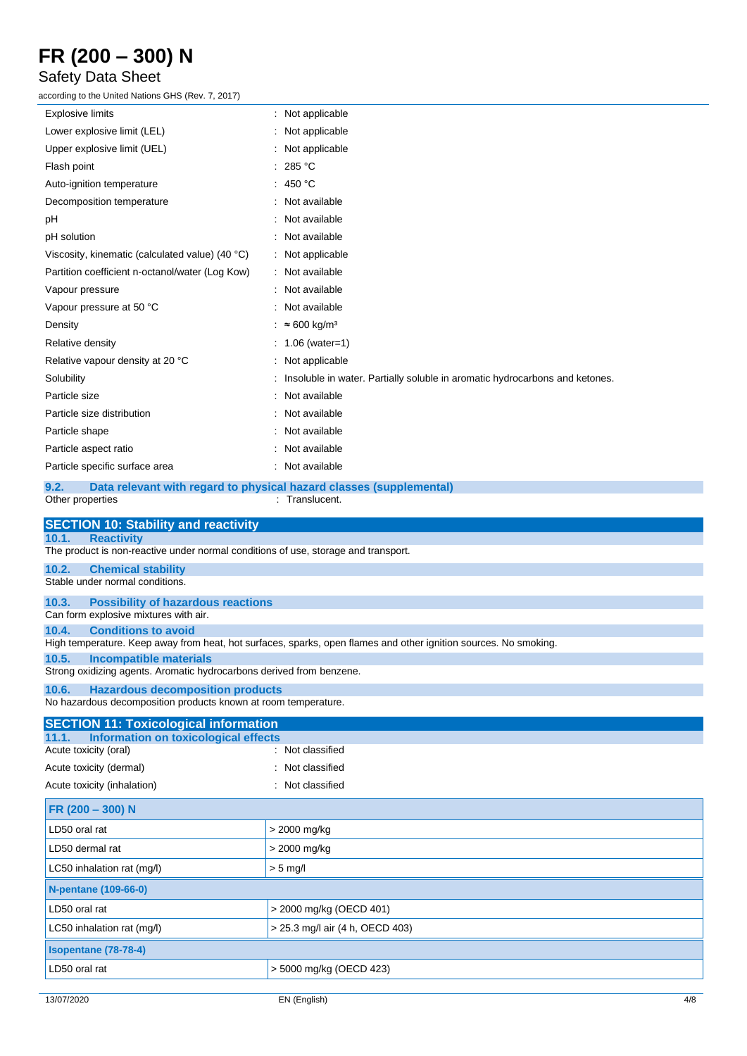| | |
|---|---|
| Explosive limits | : Not applicable |
| Lower explosive limit (LEL) | : Not applicable |
| Upper explosive limit (UEL) | : Not applicable |
| Flash point | : 285 °C |
| Auto-ignition temperature | : 450 °C |
| Decomposition temperature | : Not available |
| pH | : Not available |
| pH solution | : Not available |
| Viscosity, kinematic (calculated value) (40 °C) | : Not applicable |
| Partition coefficient n-octanol/water (Log Kow) | : Not available |
| Vapour pressure | : Not available |
| Vapour pressure at 50 °C | : Not available |
| Density | : ≈ 600 kg/m³ |
| Relative density | : 1.06 (water=1) |
| Relative vapour density at 20 °C | : Not applicable |
| Solubility | : Insoluble in water. Partially soluble in aromatic hydrocarbons and ketones. |
| Particle size | : Not available |
| Particle size distribution | : Not available |
| Particle shape | : Not available |
| Particle aspect ratio | : Not available |
| Particle specific surface area | : Not available |

### 9.2. Data relevant with regard to physical hazard classes (supplemental)

Other properties : Translucent.

## SECTION 10: Stability and reactivity

### 10.1. Reactivity

The product is non-reactive under normal conditions of use, storage and transport.

### 10.2. Chemical stability

Stable under normal conditions.

### 10.3. Possibility of hazardous reactions

Can form explosive mixtures with air.

### 10.4. Conditions to avoid

High temperature. Keep away from heat, hot surfaces, sparks, open flames and other ignition sources. No smoking.

### 10.5. Incompatible materials

Strong oxidizing agents. Aromatic hydrocarbons derived from benzene.

### 10.6. Hazardous decomposition products

No hazardous decomposition products known at room temperature.

## SECTION 11: Toxicological information

### 11.1. Information on toxicological effects

| | |
|---|---|
| Acute toxicity (oral) | : Not classified |
| Acute toxicity (dermal) | : Not classified |
| Acute toxicity (inhalation) | : Not classified |

| **FR (200 – 300) N** | |
|---|---|
| LD50 oral rat | > 2000 mg/kg |
| LD50 dermal rat | > 2000 mg/kg |
| LC50 inhalation rat (mg/l) | > 5 mg/l |
| **N-pentane (109-66-0)** | |
| LD50 oral rat | > 2000 mg/kg (OECD 401) |
| LC50 inhalation rat (mg/l) | > 25.3 mg/l air (4 h, OECD 403) |
| **Isopentane (78-78-4)** | |
| LD50 oral rat | > 5000 mg/kg (OECD 423) |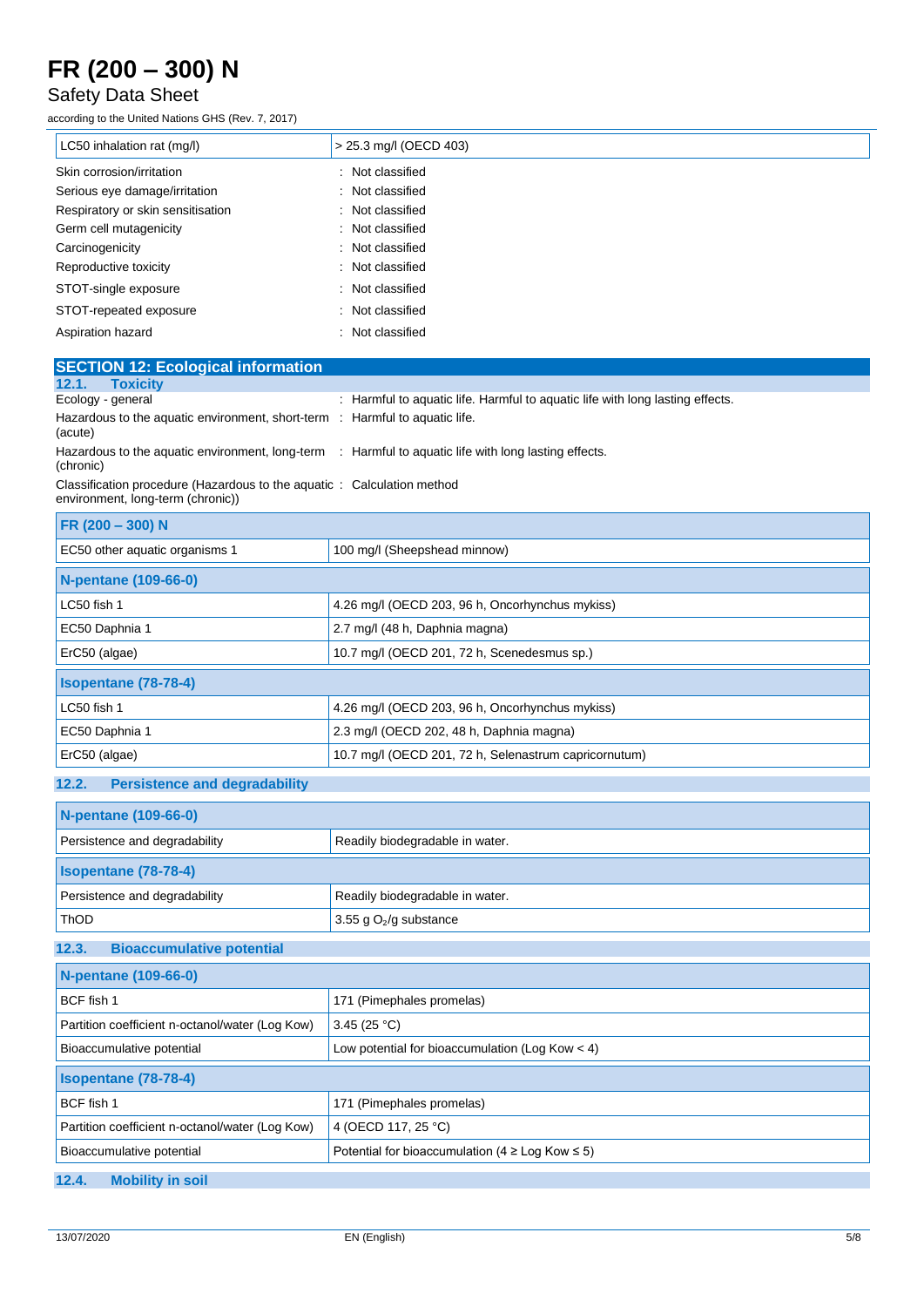| LC50 inhalation rat (mg/l) | > 25.3 mg/l (OECD 403) |
|---|---|

Skin corrosion/irritation : Not classified
Serious eye damage/irritation : Not classified
Respiratory or skin sensitisation : Not classified
Germ cell mutagenicity : Not classified
Carcinogenicity : Not classified
Reproductive toxicity : Not classified
STOT-single exposure : Not classified
STOT-repeated exposure : Not classified
Aspiration hazard : Not classified

## SECTION 12: Ecological information

### 12.1. Toxicity

Ecology - general : Harmful to aquatic life. Harmful to aquatic life with long lasting effects.

Hazardous to the aquatic environment, short-term (acute) : Harmful to aquatic life.

Hazardous to the aquatic environment, long-term (chronic) : Harmful to aquatic life with long lasting effects.

Classification procedure (Hazardous to the aquatic environment, long-term (chronic)) : Calculation method

| **FR (200 – 300) N** | |
|---|---|
| EC50 other aquatic organisms 1 | 100 mg/l (Sheepshead minnow) |
| **N-pentane (109-66-0)** | |
| LC50 fish 1 | 4.26 mg/l (OECD 203, 96 h, Oncorhynchus mykiss) |
| EC50 Daphnia 1 | 2.7 mg/l (48 h, Daphnia magna) |
| ErC50 (algae) | 10.7 mg/l (OECD 201, 72 h, Scenedesmus sp.) |
| **Isopentane (78-78-4)** | |
| LC50 fish 1 | 4.26 mg/l (OECD 203, 96 h, Oncorhynchus mykiss) |
| EC50 Daphnia 1 | 2.3 mg/l (OECD 202, 48 h, Daphnia magna) |
| ErC50 (algae) | 10.7 mg/l (OECD 201, 72 h, Selenastrum capricornutum) |

### 12.2. Persistence and degradability

| **N-pentane (109-66-0)** | |
|---|---|
| Persistence and degradability | Readily biodegradable in water. |
| **Isopentane (78-78-4)** | |
| Persistence and degradability | Readily biodegradable in water. |
| ThOD | 3.55 g $O_2$/g substance |

### 12.3. Bioaccumulative potential

| **N-pentane (109-66-0)** | |
|---|---|
| BCF fish 1 | 171 (Pimephales promelas) |
| Partition coefficient n-octanol/water (Log Kow) | 3.45 (25 °C) |
| Bioaccumulative potential | Low potential for bioaccumulation (Log Kow < 4) |
| **Isopentane (78-78-4)** | |
| BCF fish 1 | 171 (Pimephales promelas) |
| Partition coefficient n-octanol/water (Log Kow) | 4 (OECD 117, 25 °C) |
| Bioaccumulative potential | Potential for bioaccumulation (4 ≥ Log Kow ≤ 5) |

### 12.4. Mobility in soil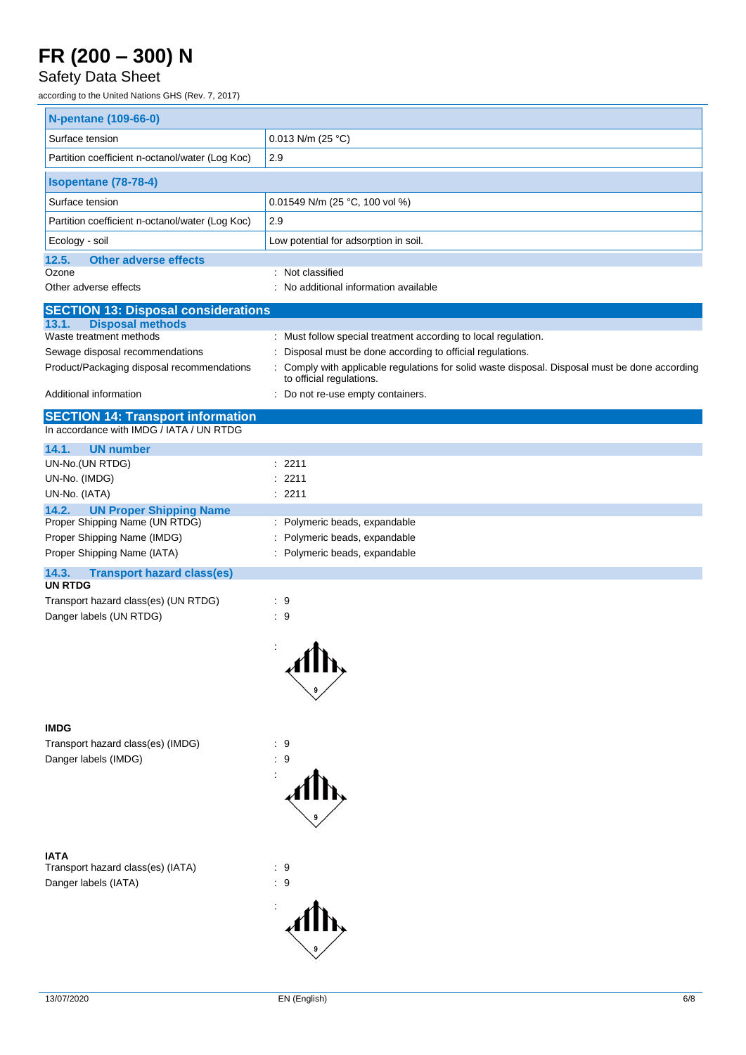| N-pentane (109-66-0) | |
| --- | --- |
| Surface tension | 0.013 N/m (25 °C) |
| Partition coefficient n-octanol/water (Log Koc) | 2.9 |

| Isopentane (78-78-4) | |
| --- | --- |
| Surface tension | 0.01549 N/m (25 °C, 100 vol %) |
| Partition coefficient n-octanol/water (Log Koc) | 2.9 |
| Ecology - soil | Low potential for adsorption in soil. |

### 12.5. Other adverse effects

Ozone : Not classified

Other adverse effects : No additional information available

## SECTION 13: Disposal considerations

### 13.1. Disposal methods

Waste treatment methods : Must follow special treatment according to local regulation.

Sewage disposal recommendations : Disposal must be done according to official regulations.

Product/Packaging disposal recommendations : Comply with applicable regulations for solid waste disposal. Disposal must be done according to official regulations.

Additional information : Do not re-use empty containers.

## SECTION 14: Transport information

In accordance with IMDG / IATA / UN RTDG

### 14.1. UN number

UN-No.(UN RTDG) : 2211

UN-No. (IMDG) : 2211

UN-No. (IATA) : 2211

### 14.2. UN Proper Shipping Name

Proper Shipping Name (UN RTDG) : Polymeric beads, expandable

Proper Shipping Name (IMDG) : Polymeric beads, expandable

Proper Shipping Name (IATA) : Polymeric beads, expandable

### 14.3. Transport hazard class(es)

**UN RTDG**

Transport hazard class(es) (UN RTDG) : 9

Danger labels (UN RTDG) : 9

**IMDG**

Transport hazard class(es) (IMDG) : 9

Danger labels (IMDG) : 9

**IATA**

Transport hazard class(es) (IATA) : 9

Danger labels (IATA) : 9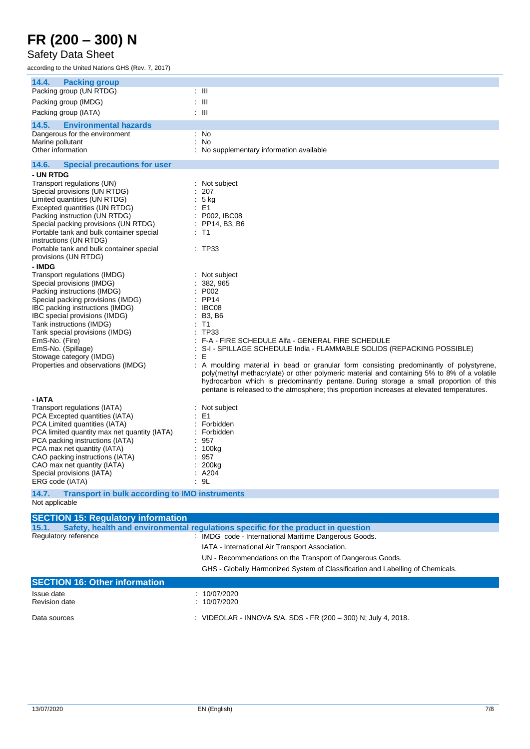### 14.4. Packing group

| | |
|---|---|
| Packing group (UN RTDG) | : III |
| Packing group (IMDG) | : III |
| Packing group (IATA) | : III |

### 14.5. Environmental hazards

| | |
|---|---|
| Dangerous for the environment | : No |
| Marine pollutant | : No |
| Other information | : No supplementary information available |

### 14.6. Special precautions for user

**- UN RTDG**

| | |
|---|---|
| Transport regulations (UN) | : Not subject |
| Special provisions (UN RTDG) | : 207 |
| Limited quantities (UN RTDG) | : 5 kg |
| Excepted quantities (UN RTDG) | : E1 |
| Packing instruction (UN RTDG) | : P002, IBC08 |
| Special packing provisions (UN RTDG) | : PP14, B3, B6 |
| Portable tank and bulk container special instructions (UN RTDG) | : T1 |
| Portable tank and bulk container special provisions (UN RTDG) | : TP33 |

**- IMDG**

| | |
|---|---|
| Transport regulations (IMDG) | : Not subject |
| Special provisions (IMDG) | : 382, 965 |
| Packing instructions (IMDG) | : P002 |
| Special packing provisions (IMDG) | : PP14 |
| IBC packing instructions (IMDG) | : IBC08 |
| IBC special provisions (IMDG) | : B3, B6 |
| Tank instructions (IMDG) | : T1 |
| Tank special provisions (IMDG) | : TP33 |
| EmS-No. (Fire) | : F-A - FIRE SCHEDULE Alfa - GENERAL FIRE SCHEDULE |
| EmS-No. (Spillage) | : S-I - SPILLAGE SCHEDULE India - FLAMMABLE SOLIDS (REPACKING POSSIBLE) |
| Stowage category (IMDG) | : E |
| Properties and observations (IMDG) | : A moulding material in bead or granular form consisting predominantly of polystyrene, poly(methyl methacrylate) or other polymeric material and containing 5% to 8% of a volatile hydrocarbon which is predominantly pentane. During storage a small proportion of this pentane is released to the atmosphere; this proportion increases at elevated temperatures. |

**- IATA**

| | |
|---|---|
| Transport regulations (IATA) | : Not subject |
| PCA Excepted quantities (IATA) | : E1 |
| PCA Limited quantities (IATA) | : Forbidden |
| PCA limited quantity max net quantity (IATA) | : Forbidden |
| PCA packing instructions (IATA) | : 957 |
| PCA max net quantity (IATA) | : 100kg |
| CAO packing instructions (IATA) | : 957 |
| CAO max net quantity (IATA) | : 200kg |
| Special provisions (IATA) | : A204 |
| ERG code (IATA) | : 9L |

### 14.7. Transport in bulk according to IMO instruments

Not applicable

## SECTION 15: Regulatory information

### 15.1. Safety, health and environmental regulations specific for the product in question

Regulatory reference : IMDG code - International Maritime Dangerous Goods.

IATA - International Air Transport Association.

UN - Recommendations on the Transport of Dangerous Goods.

GHS - Globally Harmonized System of Classification and Labelling of Chemicals.

## SECTION 16: Other information

| | |
|---|---|
| Issue date | : 10/07/2020 |
| Revision date | : 10/07/2020 |
| Data sources | : VIDEOLAR - INNOVA S/A. SDS - FR (200 – 300) N; July 4, 2018. |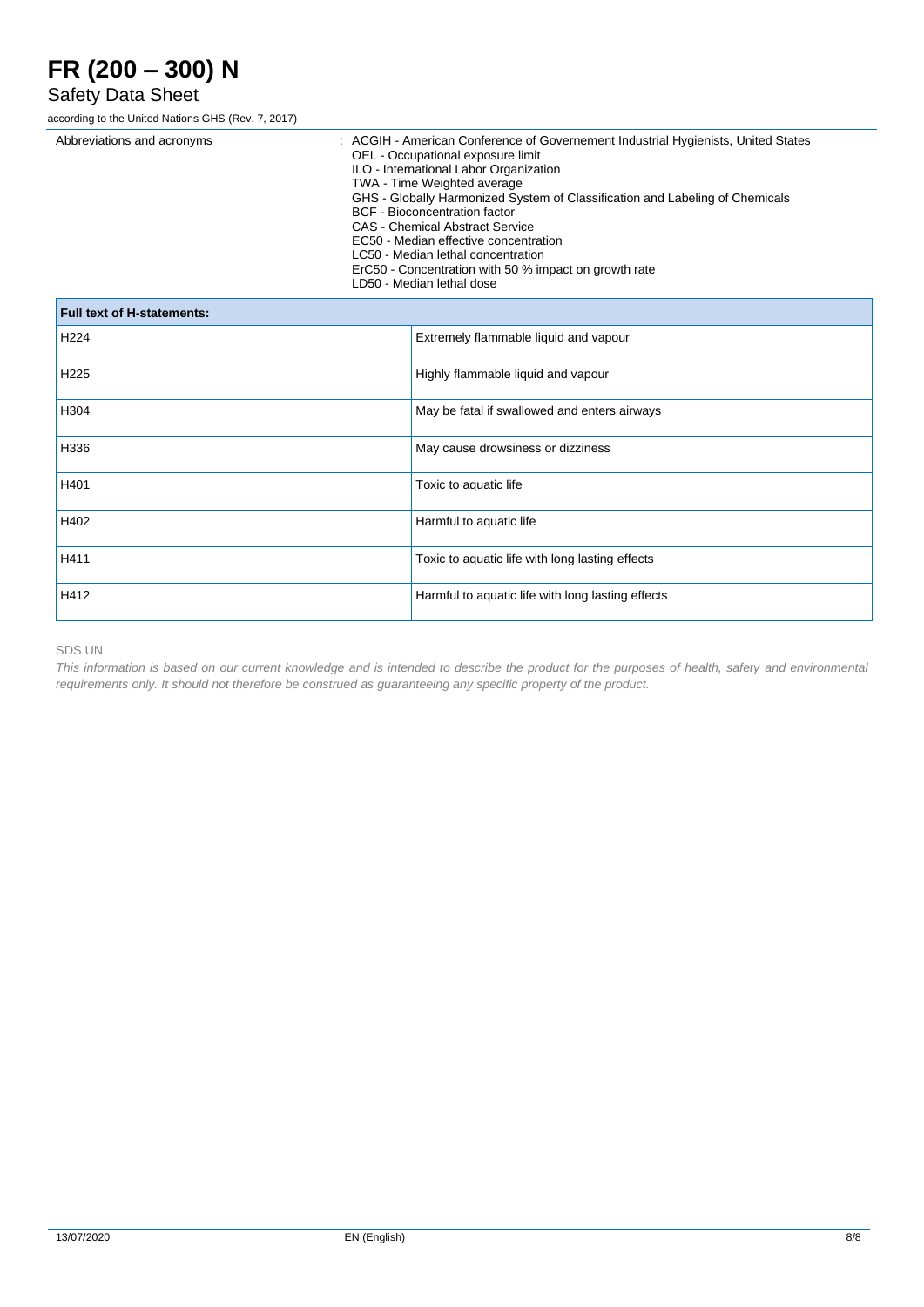Abbreviations and acronyms : ACGIH - American Conference of Governement Industrial Hygienists, United States
OEL - Occupational exposure limit
ILO - International Labor Organization
TWA - Time Weighted average
GHS - Globally Harmonized System of Classification and Labeling of Chemicals
BCF - Bioconcentration factor
CAS - Chemical Abstract Service
EC50 - Median effective concentration
LC50 - Median lethal concentration
ErC50 - Concentration with 50 % impact on growth rate
LD50 - Median lethal dose

| Full text of H-statements: | |
|---|---|
| H224 | Extremely flammable liquid and vapour |
| H225 | Highly flammable liquid and vapour |
| H304 | May be fatal if swallowed and enters airways |
| H336 | May cause drowsiness or dizziness |
| H401 | Toxic to aquatic life |
| H402 | Harmful to aquatic life |
| H411 | Toxic to aquatic life with long lasting effects |
| H412 | Harmful to aquatic life with long lasting effects |

SDS UN

*This information is based on our current knowledge and is intended to describe the product for the purposes of health, safety and environmental requirements only. It should not therefore be construed as guaranteeing any specific property of the product.*